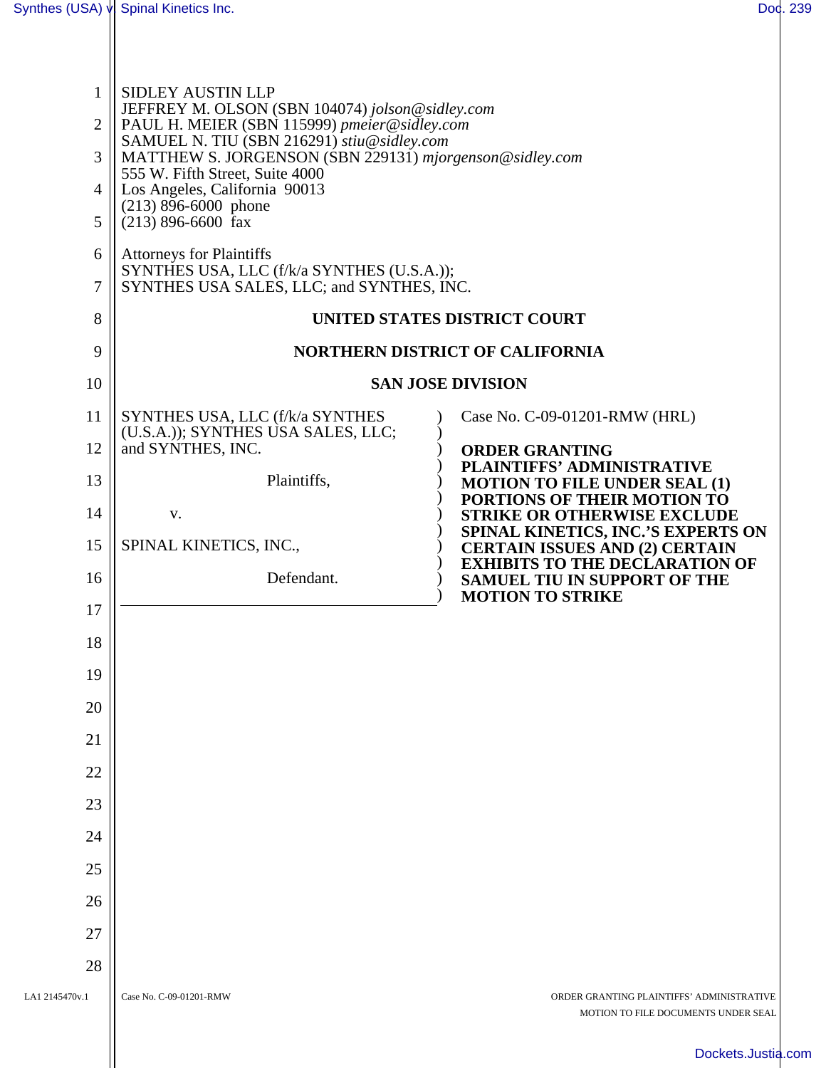SIDLEY AUSTIN LLP
JEFFREY M. OLSON (SBN 104074) *jolson@sidley.com*
PAUL H. MEIER (SBN 115999) *pmeier@sidley.com*
SAMUEL N. TIU (SBN 216291) *stiu@sidley.com*
MATTHEW S. JORGENSON (SBN 229131) *mjorgenson@sidley.com*
555 W. Fifth Street, Suite 4000
Los Angeles, California 90013
(213) 896-6000 phone
(213) 896-6600 fax

Attorneys for Plaintiffs
SYNTHES USA, LLC (f/k/a SYNTHES (U.S.A.));
SYNTHES USA SALES, LLC; and SYNTHES, INC.

**UNITED STATES DISTRICT COURT**

**NORTHERN DISTRICT OF CALIFORNIA**

**SAN JOSE DIVISION**

SYNTHES USA, LLC (f/k/a SYNTHES (U.S.A.)); SYNTHES USA SALES, LLC; and SYNTHES, INC.,

Plaintiffs,

v.

SPINAL KINETICS, INC.,

Defendant.

Case No. C-09-01201-RMW (HRL)

**ORDER GRANTING PLAINTIFFS' ADMINISTRATIVE MOTION TO FILE UNDER SEAL (1) PORTIONS OF THEIR MOTION TO STRIKE OR OTHERWISE EXCLUDE SPINAL KINETICS, INC.'S EXPERTS ON CERTAIN ISSUES AND (2) CERTAIN EXHIBITS TO THE DECLARATION OF SAMUEL TIU IN SUPPORT OF THE MOTION TO STRIKE**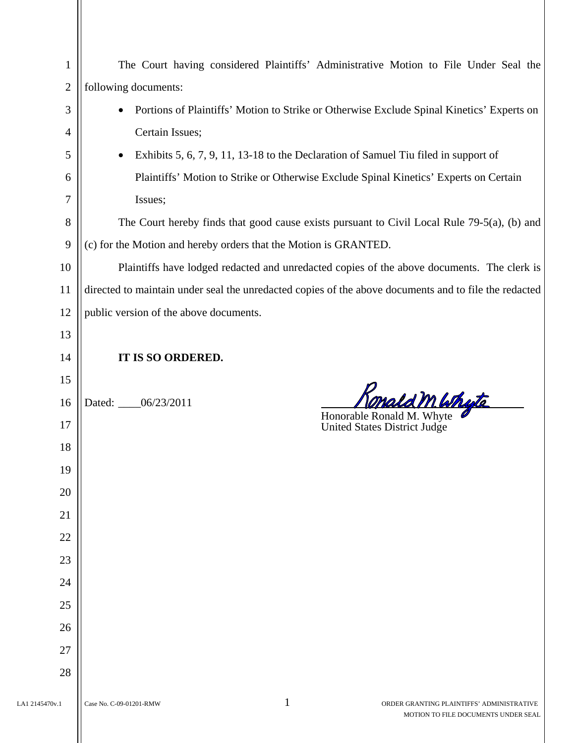The Court having considered Plaintiffs' Administrative Motion to File Under Seal the following documents:

- Portions of Plaintiffs' Motion to Strike or Otherwise Exclude Spinal Kinetics' Experts on Certain Issues;
- Exhibits 5, 6, 7, 9, 11, 13-18 to the Declaration of Samuel Tiu filed in support of Plaintiffs' Motion to Strike or Otherwise Exclude Spinal Kinetics' Experts on Certain Issues;

The Court hereby finds that good cause exists pursuant to Civil Local Rule 79-5(a), (b) and (c) for the Motion and hereby orders that the Motion is GRANTED.

Plaintiffs have lodged redacted and unredacted copies of the above documents. The clerk is directed to maintain under seal the unredacted copies of the above documents and to file the redacted public version of the above documents.

**IT IS SO ORDERED.**

Dated: ____06/23/2011

Honorable Ronald M. Whyte
United States District Judge

LA1 2145470v.1

Case No. C-09-01201-RMW

ORDER GRANTING PLAINTIFFS' ADMINISTRATIVE MOTION TO FILE DOCUMENTS UNDER SEAL